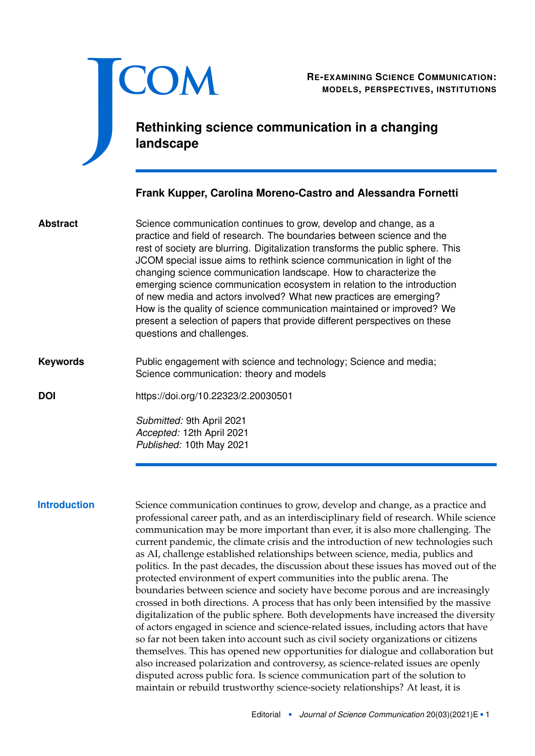RE-EXAMINING SCIENCE COMMUNICATION: MODELS, PERSPECTIVES, INSTITUTIONS

# Rethinking science communication in a changing landscape

**Frank Kupper, Carolina Moreno-Castro and Alessandra Fornetti**

**Abstract**

Science communication continues to grow, develop and change, as a practice and field of research. The boundaries between science and the rest of society are blurring. Digitalization transforms the public sphere. This JCOM special issue aims to rethink science communication in light of the changing science communication landscape. How to characterize the emerging science communication ecosystem in relation to the introduction of new media and actors involved? What new practices are emerging? How is the quality of science communication maintained or improved? We present a selection of papers that provide different perspectives on these questions and challenges.

**Keywords**

Public engagement with science and technology; Science and media; Science communication: theory and models

**DOI**

https://doi.org/10.22323/2.20030501

*Submitted:* 9th April 2021
*Accepted:* 12th April 2021
*Published:* 10th May 2021

## Introduction

Science communication continues to grow, develop and change, as a practice and professional career path, and as an interdisciplinary field of research. While science communication may be more important than ever, it is also more challenging. The current pandemic, the climate crisis and the introduction of new technologies such as AI, challenge established relationships between science, media, publics and politics. In the past decades, the discussion about these issues has moved out of the protected environment of expert communities into the public arena. The boundaries between science and society have become porous and are increasingly crossed in both directions. A process that has only been intensified by the massive digitalization of the public sphere. Both developments have increased the diversity of actors engaged in science and science-related issues, including actors that have so far not been taken into account such as civil society organizations or citizens themselves. This has opened new opportunities for dialogue and collaboration but also increased polarization and controversy, as science-related issues are openly disputed across public fora. Is science communication part of the solution to maintain or rebuild trustworthy science-society relationships? At least, it is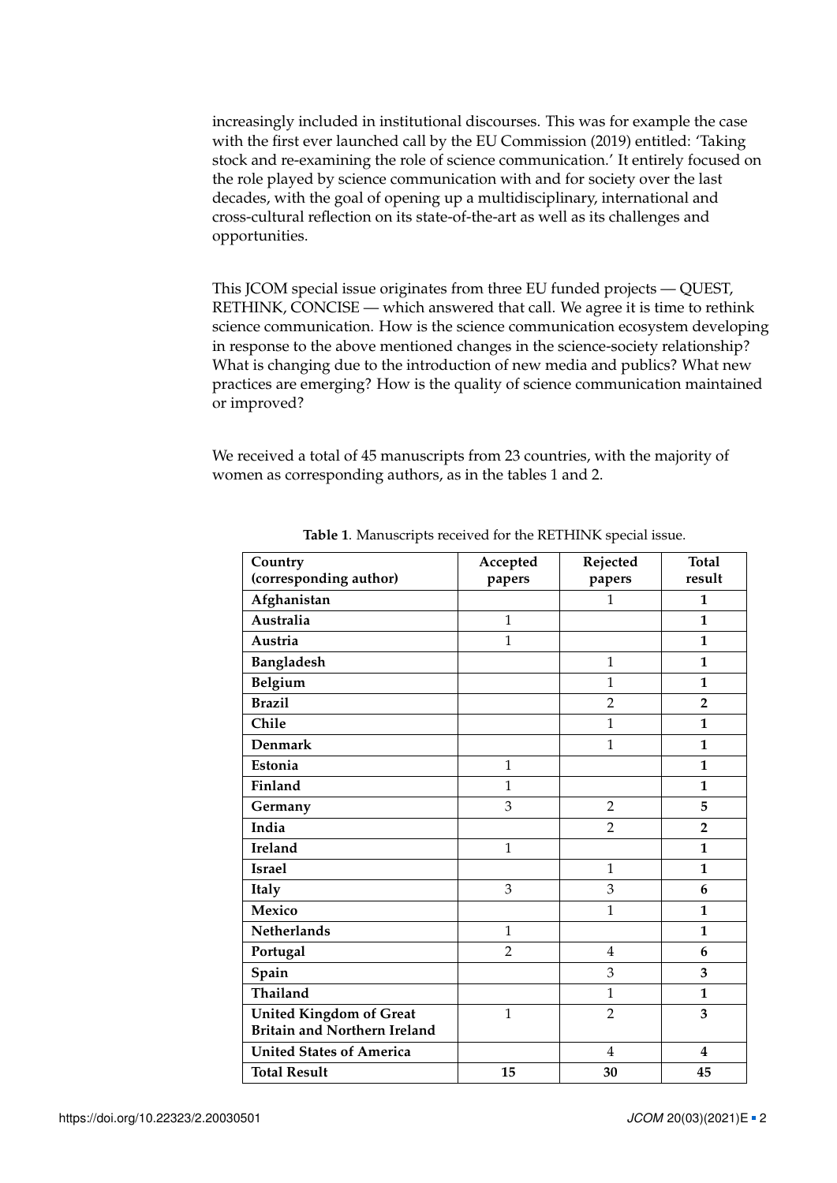increasingly included in institutional discourses. This was for example the case with the first ever launched call by the EU Commission (2019) entitled: 'Taking stock and re-examining the role of science communication.' It entirely focused on the role played by science communication with and for society over the last decades, with the goal of opening up a multidisciplinary, international and cross-cultural reflection on its state-of-the-art as well as its challenges and opportunities.

This JCOM special issue originates from three EU funded projects — QUEST, RETHINK, CONCISE — which answered that call. We agree it is time to rethink science communication. How is the science communication ecosystem developing in response to the above mentioned changes in the science-society relationship? What is changing due to the introduction of new media and publics? What new practices are emerging? How is the quality of science communication maintained or improved?

We received a total of 45 manuscripts from 23 countries, with the majority of women as corresponding authors, as in the tables 1 and 2.

**Table 1**. Manuscripts received for the RETHINK special issue.

| Country (corresponding author) | Accepted papers | Rejected papers | Total result |
|---|---|---|---|
| **Afghanistan** | | 1 | **1** |
| **Australia** | 1 | | **1** |
| **Austria** | 1 | | **1** |
| **Bangladesh** | | 1 | **1** |
| **Belgium** | | 1 | **1** |
| **Brazil** | | 2 | **2** |
| **Chile** | | 1 | **1** |
| **Denmark** | | 1 | **1** |
| **Estonia** | 1 | | **1** |
| **Finland** | 1 | | **1** |
| **Germany** | 3 | 2 | **5** |
| **India** | | 2 | **2** |
| **Ireland** | 1 | | **1** |
| **Israel** | | 1 | **1** |
| **Italy** | 3 | 3 | **6** |
| **Mexico** | | 1 | **1** |
| **Netherlands** | 1 | | **1** |
| **Portugal** | 2 | 4 | **6** |
| **Spain** | | 3 | **3** |
| **Thailand** | | 1 | **1** |
| **United Kingdom of Great Britain and Northern Ireland** | 1 | 2 | **3** |
| **United States of America** | | 4 | **4** |
| **Total Result** | **15** | **30** | **45** |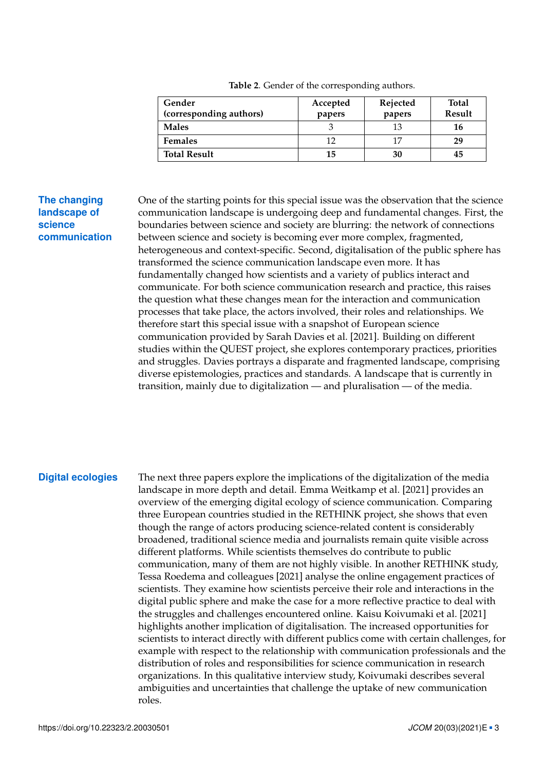**Table 2**. Gender of the corresponding authors.

| Gender (corresponding authors) | Accepted papers | Rejected papers | Total Result |
|---|---|---|---|
| **Males** | 3 | 13 | **16** |
| **Females** | 12 | 17 | **29** |
| **Total Result** | **15** | **30** | **45** |

## The changing landscape of science communication

One of the starting points for this special issue was the observation that the science communication landscape is undergoing deep and fundamental changes. First, the boundaries between science and society are blurring: the network of connections between science and society is becoming ever more complex, fragmented, heterogeneous and context-specific. Second, digitalisation of the public sphere has transformed the science communication landscape even more. It has fundamentally changed how scientists and a variety of publics interact and communicate. For both science communication research and practice, this raises the question what these changes mean for the interaction and communication processes that take place, the actors involved, their roles and relationships. We therefore start this special issue with a snapshot of European science communication provided by Sarah Davies et al. [2021]. Building on different studies within the QUEST project, she explores contemporary practices, priorities and struggles. Davies portrays a disparate and fragmented landscape, comprising diverse epistemologies, practices and standards. A landscape that is currently in transition, mainly due to digitalization — and pluralisation — of the media.

## Digital ecologies

The next three papers explore the implications of the digitalization of the media landscape in more depth and detail. Emma Weitkamp et al. [2021] provides an overview of the emerging digital ecology of science communication. Comparing three European countries studied in the RETHINK project, she shows that even though the range of actors producing science-related content is considerably broadened, traditional science media and journalists remain quite visible across different platforms. While scientists themselves do contribute to public communication, many of them are not highly visible. In another RETHINK study, Tessa Roedema and colleagues [2021] analyse the online engagement practices of scientists. They examine how scientists perceive their role and interactions in the digital public sphere and make the case for a more reflective practice to deal with the struggles and challenges encountered online. Kaisu Koivumaki et al. [2021] highlights another implication of digitalisation. The increased opportunities for scientists to interact directly with different publics come with certain challenges, for example with respect to the relationship with communication professionals and the distribution of roles and responsibilities for science communication in research organizations. In this qualitative interview study, Koivumaki describes several ambiguities and uncertainties that challenge the uptake of new communication roles.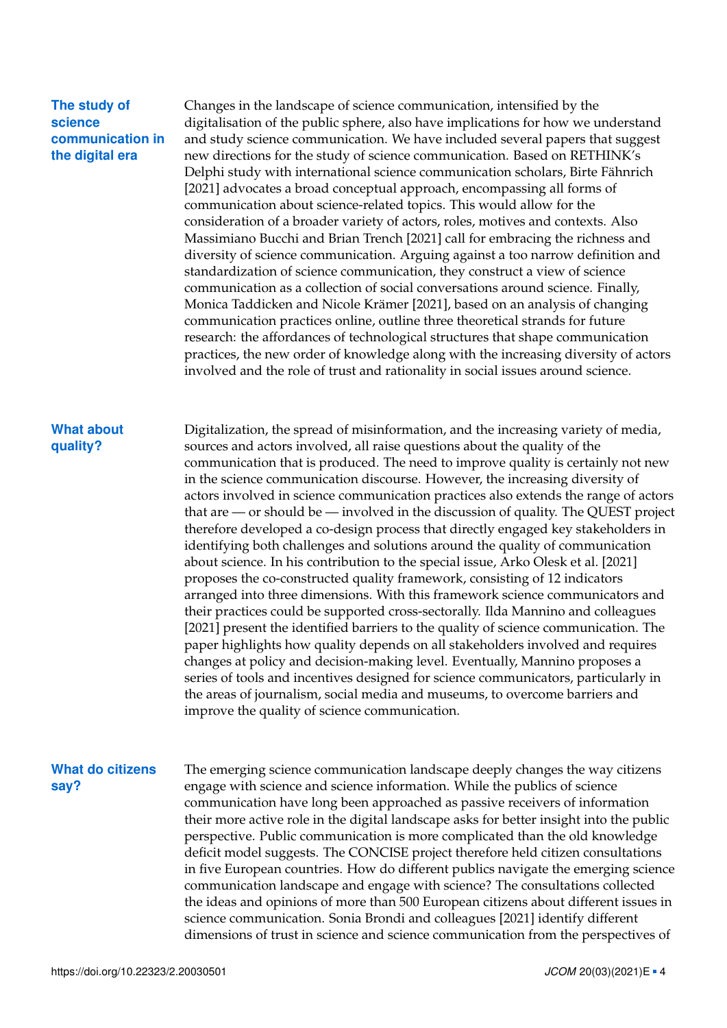## The study of science communication in the digital era

Changes in the landscape of science communication, intensified by the digitalisation of the public sphere, also have implications for how we understand and study science communication. We have included several papers that suggest new directions for the study of science communication. Based on RETHINK's Delphi study with international science communication scholars, Birte Fähnrich [2021] advocates a broad conceptual approach, encompassing all forms of communication about science-related topics. This would allow for the consideration of a broader variety of actors, roles, motives and contexts. Also Massimiano Bucchi and Brian Trench [2021] call for embracing the richness and diversity of science communication. Arguing against a too narrow definition and standardization of science communication, they construct a view of science communication as a collection of social conversations around science. Finally, Monica Taddicken and Nicole Krämer [2021], based on an analysis of changing communication practices online, outline three theoretical strands for future research: the affordances of technological structures that shape communication practices, the new order of knowledge along with the increasing diversity of actors involved and the role of trust and rationality in social issues around science.

## What about quality?

Digitalization, the spread of misinformation, and the increasing variety of media, sources and actors involved, all raise questions about the quality of the communication that is produced. The need to improve quality is certainly not new in the science communication discourse. However, the increasing diversity of actors involved in science communication practices also extends the range of actors that are — or should be — involved in the discussion of quality. The QUEST project therefore developed a co-design process that directly engaged key stakeholders in identifying both challenges and solutions around the quality of communication about science. In his contribution to the special issue, Arko Olesk et al. [2021] proposes the co-constructed quality framework, consisting of 12 indicators arranged into three dimensions. With this framework science communicators and their practices could be supported cross-sectorally. Ilda Mannino and colleagues [2021] present the identified barriers to the quality of science communication. The paper highlights how quality depends on all stakeholders involved and requires changes at policy and decision-making level. Eventually, Mannino proposes a series of tools and incentives designed for science communicators, particularly in the areas of journalism, social media and museums, to overcome barriers and improve the quality of science communication.

## What do citizens say?

The emerging science communication landscape deeply changes the way citizens engage with science and science information. While the publics of science communication have long been approached as passive receivers of information their more active role in the digital landscape asks for better insight into the public perspective. Public communication is more complicated than the old knowledge deficit model suggests. The CONCISE project therefore held citizen consultations in five European countries. How do different publics navigate the emerging science communication landscape and engage with science? The consultations collected the ideas and opinions of more than 500 European citizens about different issues in science communication. Sonia Brondi and colleagues [2021] identify different dimensions of trust in science and science communication from the perspectives of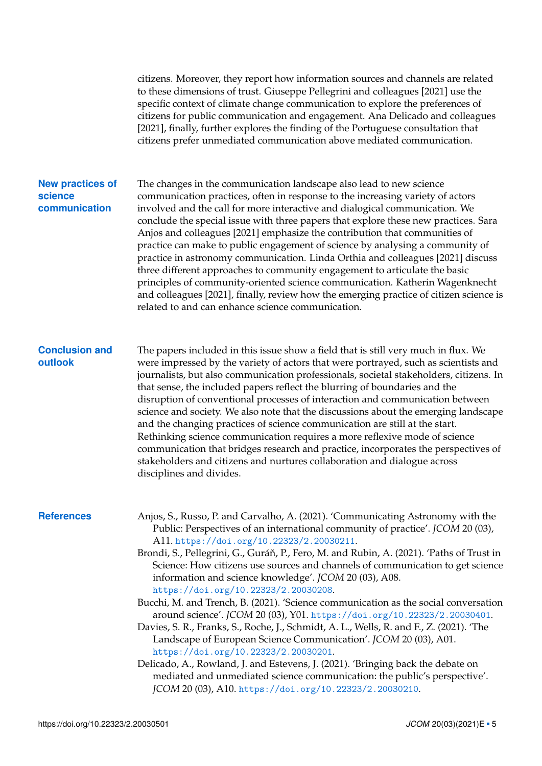citizens. Moreover, they report how information sources and channels are related to these dimensions of trust. Giuseppe Pellegrini and colleagues [2021] use the specific context of climate change communication to explore the preferences of citizens for public communication and engagement. Ana Delicado and colleagues [2021], finally, further explores the finding of the Portuguese consultation that citizens prefer unmediated communication above mediated communication.

## New practices of science communication

The changes in the communication landscape also lead to new science communication practices, often in response to the increasing variety of actors involved and the call for more interactive and dialogical communication. We conclude the special issue with three papers that explore these new practices. Sara Anjos and colleagues [2021] emphasize the contribution that communities of practice can make to public engagement of science by analysing a community of practice in astronomy communication. Linda Orthia and colleagues [2021] discuss three different approaches to community engagement to articulate the basic principles of community-oriented science communication. Katherin Wagenknecht and colleagues [2021], finally, review how the emerging practice of citizen science is related to and can enhance science communication.

## Conclusion and outlook

The papers included in this issue show a field that is still very much in flux. We were impressed by the variety of actors that were portrayed, such as scientists and journalists, but also communication professionals, societal stakeholders, citizens. In that sense, the included papers reflect the blurring of boundaries and the disruption of conventional processes of interaction and communication between science and society. We also note that the discussions about the emerging landscape and the changing practices of science communication are still at the start. Rethinking science communication requires a more reflexive mode of science communication that bridges research and practice, incorporates the perspectives of stakeholders and citizens and nurtures collaboration and dialogue across disciplines and divides.

## References

Anjos, S., Russo, P. and Carvalho, A. (2021). 'Communicating Astronomy with the Public: Perspectives of an international community of practice'. *JCOM* 20 (03), A11. https://doi.org/10.22323/2.20030211.

Brondi, S., Pellegrini, G., Guráň, P., Fero, M. and Rubin, A. (2021). 'Paths of Trust in Science: How citizens use sources and channels of communication to get science information and science knowledge'. *JCOM* 20 (03), A08. https://doi.org/10.22323/2.20030208.

Bucchi, M. and Trench, B. (2021). 'Science communication as the social conversation around science'. *JCOM* 20 (03), Y01. https://doi.org/10.22323/2.20030401.

Davies, S. R., Franks, S., Roche, J., Schmidt, A. L., Wells, R. and F., Z. (2021). 'The Landscape of European Science Communication'. *JCOM* 20 (03), A01. https://doi.org/10.22323/2.20030201.

Delicado, A., Rowland, J. and Estevens, J. (2021). 'Bringing back the debate on mediated and unmediated science communication: the public's perspective'. *JCOM* 20 (03), A10. https://doi.org/10.22323/2.20030210.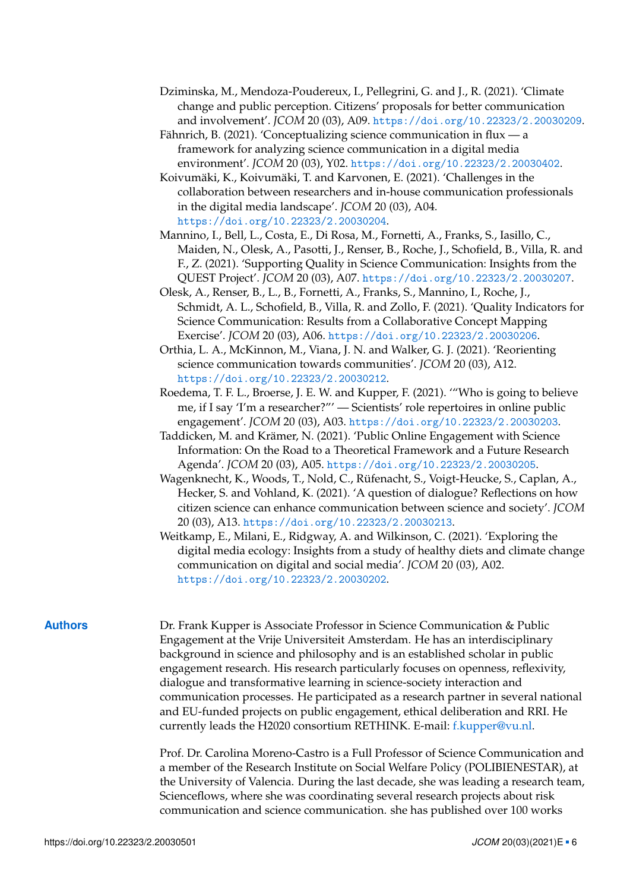Dziminska, M., Mendoza-Poudereux, I., Pellegrini, G. and J., R. (2021). 'Climate change and public perception. Citizens' proposals for better communication and involvement'. *JCOM* 20 (03), A09. https://doi.org/10.22323/2.20030209.

Fähnrich, B. (2021). 'Conceptualizing science communication in flux — a framework for analyzing science communication in a digital media environment'. *JCOM* 20 (03), Y02. https://doi.org/10.22323/2.20030402.

Koivumäki, K., Koivumäki, T. and Karvonen, E. (2021). 'Challenges in the collaboration between researchers and in-house communication professionals in the digital media landscape'. *JCOM* 20 (03), A04. https://doi.org/10.22323/2.20030204.

Mannino, I., Bell, L., Costa, E., Di Rosa, M., Fornetti, A., Franks, S., Iasillo, C., Maiden, N., Olesk, A., Pasotti, J., Renser, B., Roche, J., Schofield, B., Villa, R. and F., Z. (2021). 'Supporting Quality in Science Communication: Insights from the QUEST Project'. *JCOM* 20 (03), A07. https://doi.org/10.22323/2.20030207.

Olesk, A., Renser, B., L., B., Fornetti, A., Franks, S., Mannino, I., Roche, J., Schmidt, A. L., Schofield, B., Villa, R. and Zollo, F. (2021). 'Quality Indicators for Science Communication: Results from a Collaborative Concept Mapping Exercise'. *JCOM* 20 (03), A06. https://doi.org/10.22323/2.20030206.

Orthia, L. A., McKinnon, M., Viana, J. N. and Walker, G. J. (2021). 'Reorienting science communication towards communities'. *JCOM* 20 (03), A12. https://doi.org/10.22323/2.20030212.

Roedema, T. F. L., Broerse, J. E. W. and Kupper, F. (2021). '"Who is going to believe me, if I say 'I'm a researcher?"' — Scientists' role repertoires in online public engagement'. *JCOM* 20 (03), A03. https://doi.org/10.22323/2.20030203.

Taddicken, M. and Krämer, N. (2021). 'Public Online Engagement with Science Information: On the Road to a Theoretical Framework and a Future Research Agenda'. *JCOM* 20 (03), A05. https://doi.org/10.22323/2.20030205.

Wagenknecht, K., Woods, T., Nold, C., Rüfenacht, S., Voigt-Heucke, S., Caplan, A., Hecker, S. and Vohland, K. (2021). 'A question of dialogue? Reflections on how citizen science can enhance communication between science and society'. *JCOM* 20 (03), A13. https://doi.org/10.22323/2.20030213.

Weitkamp, E., Milani, E., Ridgway, A. and Wilkinson, C. (2021). 'Exploring the digital media ecology: Insights from a study of healthy diets and climate change communication on digital and social media'. *JCOM* 20 (03), A02. https://doi.org/10.22323/2.20030202.

## Authors

Dr. Frank Kupper is Associate Professor in Science Communication & Public Engagement at the Vrije Universiteit Amsterdam. He has an interdisciplinary background in science and philosophy and is an established scholar in public engagement research. His research particularly focuses on openness, reflexivity, dialogue and transformative learning in science-society interaction and communication processes. He participated as a research partner in several national and EU-funded projects on public engagement, ethical deliberation and RRI. He currently leads the H2020 consortium RETHINK. E-mail: f.kupper@vu.nl.

Prof. Dr. Carolina Moreno-Castro is a Full Professor of Science Communication and a member of the Research Institute on Social Welfare Policy (POLIBIENESTAR), at the University of Valencia. During the last decade, she was leading a research team, Scienceflows, where she was coordinating several research projects about risk communication and science communication. she has published over 100 works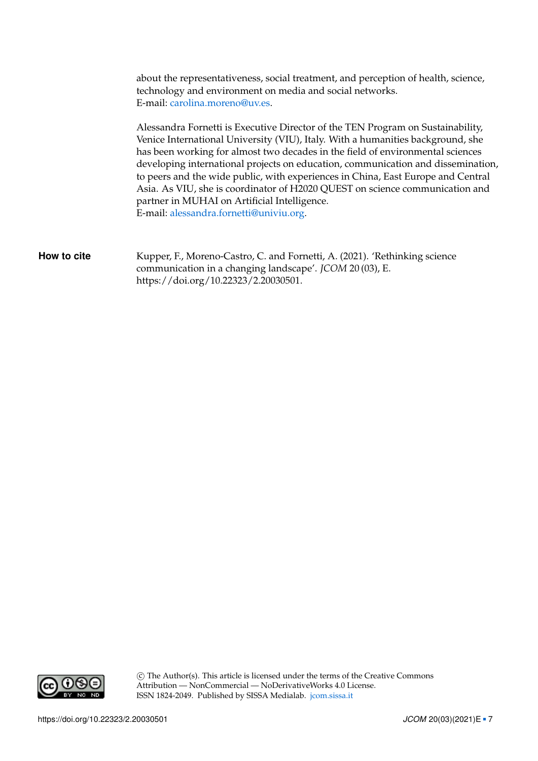about the representativeness, social treatment, and perception of health, science, technology and environment on media and social networks.
E-mail: carolina.moreno@uv.es.

Alessandra Fornetti is Executive Director of the TEN Program on Sustainability, Venice International University (VIU), Italy. With a humanities background, she has been working for almost two decades in the field of environmental sciences developing international projects on education, communication and dissemination, to peers and the wide public, with experiences in China, East Europe and Central Asia. As VIU, she is coordinator of H2020 QUEST on science communication and partner in MUHAI on Artificial Intelligence.
E-mail: alessandra.fornetti@univiu.org.

**How to cite**

Kupper, F., Moreno-Castro, C. and Fornetti, A. (2021). 'Rethinking science communication in a changing landscape'. *JCOM* 20 (03), E. https://doi.org/10.22323/2.20030501.

© The Author(s). This article is licensed under the terms of the Creative Commons Attribution — NonCommercial — NoDerivativeWorks 4.0 License.
ISSN 1824-2049. Published by SISSA Medialab. jcom.sissa.it